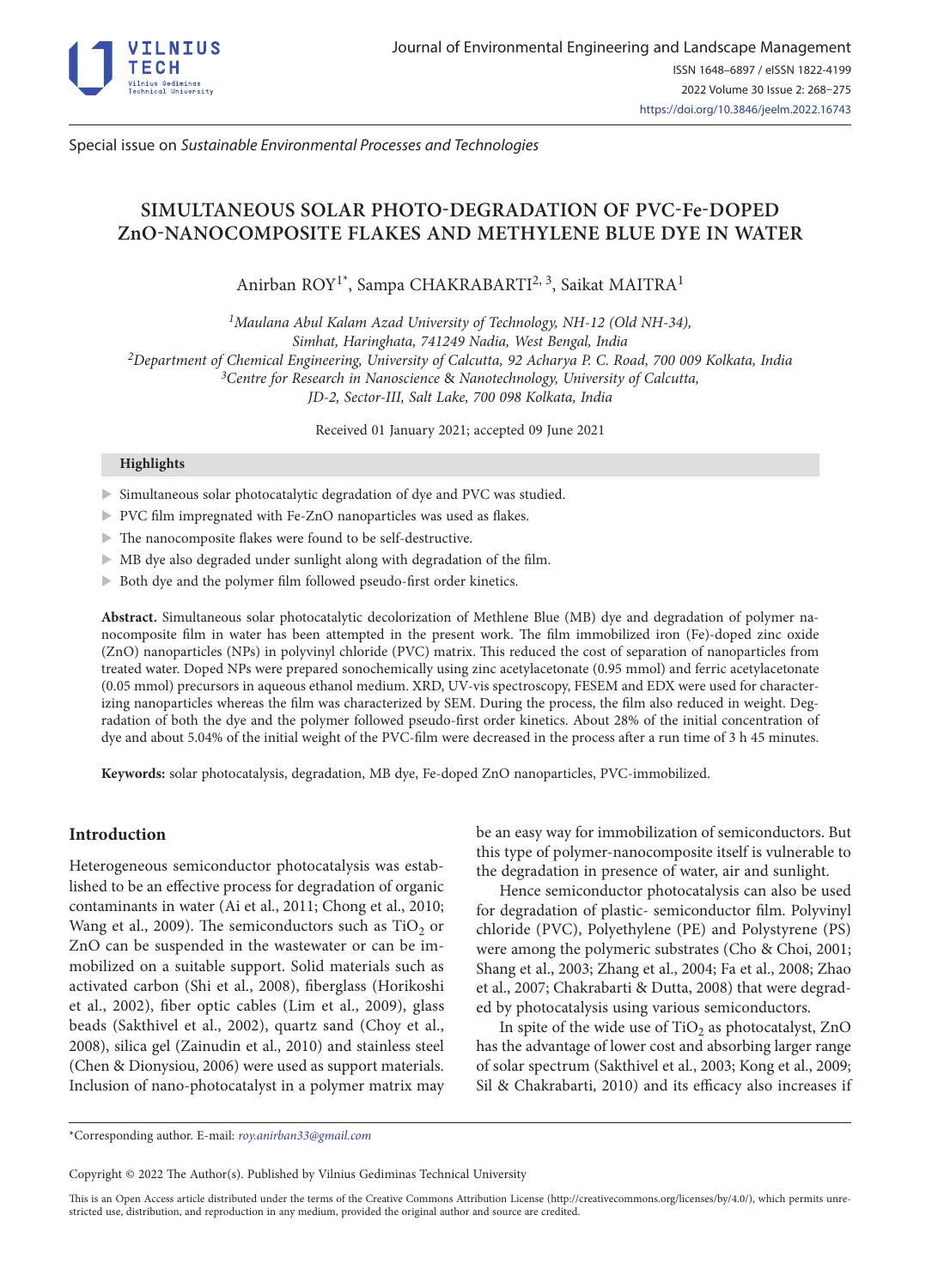Special issue on *Sustainable Environmental Processes and Technologies*

# SIMULTANEOUS SOLAR PHOTO-DEGRADATION OF PVC-Fe-DOPED ZnO-NANOCOMPOSITE FLAKES AND METHYLENE BLUE DYE IN WATER

Anirban ROY[1*], Sampa CHAKRABARTI[2, 3], Saikat MAITRA[1]

[1]*Maulana Abul Kalam Azad University of Technology, NH-12 (Old NH-34), Simhat, Haringhata, 741249 Nadia, West Bengal, India*
[2]*Department of Chemical Engineering, University of Calcutta, 92 Acharya P. C. Road, 700 009 Kolkata, India*
[3]*Centre for Research in Nanoscience & Nanotechnology, University of Calcutta, JD-2, Sector-III, Salt Lake, 700 098 Kolkata, India*

Received 01 January 2021; accepted 09 June 2021

**Highlights**

- Simultaneous solar photocatalytic degradation of dye and PVC was studied.
- PVC film impregnated with Fe-ZnO nanoparticles was used as flakes.
- The nanocomposite flakes were found to be self-destructive.
- MB dye also degraded under sunlight along with degradation of the film.
- Both dye and the polymer film followed pseudo-first order kinetics.

**Abstract.** Simultaneous solar photocatalytic decolorization of Methlene Blue (MB) dye and degradation of polymer nanocomposite film in water has been attempted in the present work. The film immobilized iron (Fe)-doped zinc oxide (ZnO) nanoparticles (NPs) in polyvinyl chloride (PVC) matrix. This reduced the cost of separation of nanoparticles from treated water. Doped NPs were prepared sonochemically using zinc acetylacetonate (0.95 mmol) and ferric acetylacetonate (0.05 mmol) precursors in aqueous ethanol medium. XRD, UV-vis spectroscopy, FESEM and EDX were used for characterizing nanoparticles whereas the film was characterized by SEM. During the process, the film also reduced in weight. Degradation of both the dye and the polymer followed pseudo-first order kinetics. About 28% of the initial concentration of dye and about 5.04% of the initial weight of the PVC-film were decreased in the process after a run time of 3 h 45 minutes.

**Keywords:** solar photocatalysis, degradation, MB dye, Fe-doped ZnO nanoparticles, PVC-immobilized.

## Introduction

Heterogeneous semiconductor photocatalysis was established to be an effective process for degradation of organic contaminants in water (Ai et al., 2011; Chong et al., 2010; Wang et al., 2009). The semiconductors such as $TiO_2$ or ZnO can be suspended in the wastewater or can be immobilized on a suitable support. Solid materials such as activated carbon (Shi et al., 2008), fiberglass (Horikoshi et al., 2002), fiber optic cables (Lim et al., 2009), glass beads (Sakthivel et al., 2002), quartz sand (Choy et al., 2008), silica gel (Zainudin et al., 2010) and stainless steel (Chen & Dionysiou, 2006) were used as support materials. Inclusion of nano-photocatalyst in a polymer matrix may be an easy way for immobilization of semiconductors. But this type of polymer-nanocomposite itself is vulnerable to the degradation in presence of water, air and sunlight.

Hence semiconductor photocatalysis can also be used for degradation of plastic- semiconductor film. Polyvinyl chloride (PVC), Polyethylene (PE) and Polystyrene (PS) were among the polymeric substrates (Cho & Choi, 2001; Shang et al., 2003; Zhang et al., 2004; Fa et al., 2008; Zhao et al., 2007; Chakrabarti & Dutta, 2008) that were degraded by photocatalysis using various semiconductors.

In spite of the wide use of $TiO_2$ as photocatalyst, ZnO has the advantage of lower cost and absorbing larger range of solar spectrum (Sakthivel et al., 2003; Kong et al., 2009; Sil & Chakrabarti, 2010) and its efficacy also increases if

*Corresponding author. E-mail: *roy.anirban33@gmail.com*

Copyright © 2022 The Author(s). Published by Vilnius Gediminas Technical University

This is an Open Access article distributed under the terms of the Creative Commons Attribution License (http://creativecommons.org/licenses/by/4.0/), which permits unrestricted use, distribution, and reproduction in any medium, provided the original author and source are credited.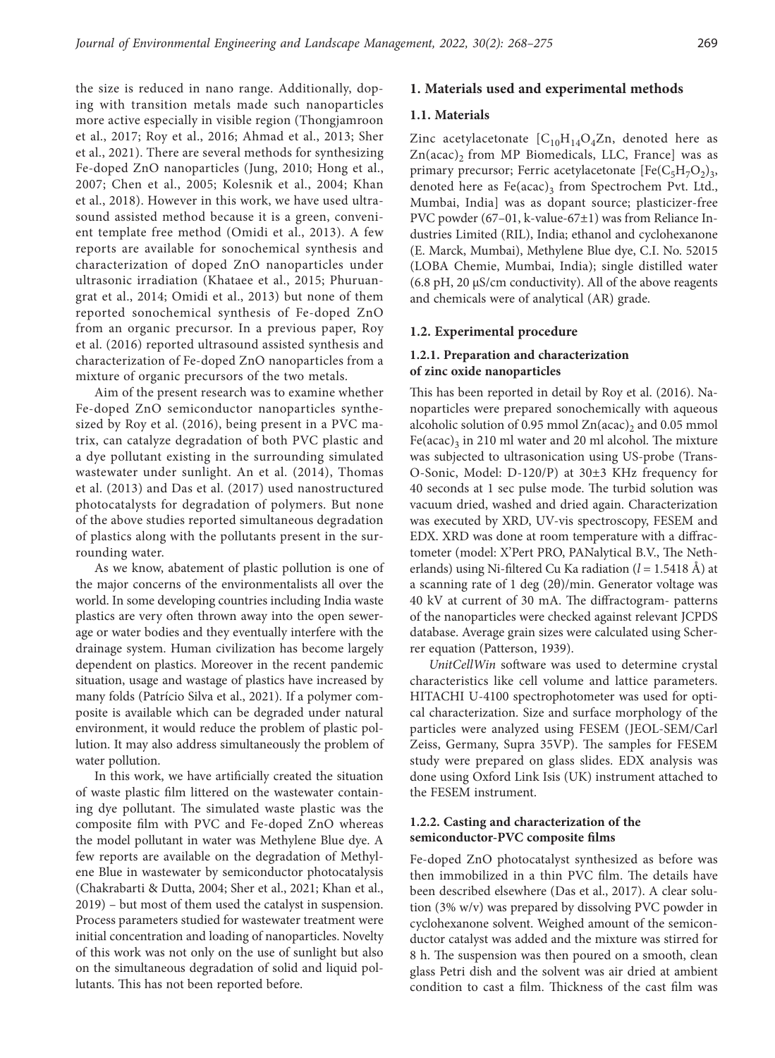the size is reduced in nano range. Additionally, doping with transition metals made such nanoparticles more active especially in visible region (Thongjamroon et al., 2017; Roy et al., 2016; Ahmad et al., 2013; Sher et al., 2021). There are several methods for synthesizing Fe-doped ZnO nanoparticles (Jung, 2010; Hong et al., 2007; Chen et al., 2005; Kolesnik et al., 2004; Khan et al., 2018). However in this work, we have used ultrasound assisted method because it is a green, convenient template free method (Omidi et al., 2013). A few reports are available for sonochemical synthesis and characterization of doped ZnO nanoparticles under ultrasonic irradiation (Khataee et al., 2015; Phuruangrat et al., 2014; Omidi et al., 2013) but none of them reported sonochemical synthesis of Fe-doped ZnO from an organic precursor. In a previous paper, Roy et al. (2016) reported ultrasound assisted synthesis and characterization of Fe-doped ZnO nanoparticles from a mixture of organic precursors of the two metals.

Aim of the present research was to examine whether Fe-doped ZnO semiconductor nanoparticles synthesized by Roy et al. (2016), being present in a PVC matrix, can catalyze degradation of both PVC plastic and a dye pollutant existing in the surrounding simulated wastewater under sunlight. An et al. (2014), Thomas et al. (2013) and Das et al. (2017) used nanostructured photocatalysts for degradation of polymers. But none of the above studies reported simultaneous degradation of plastics along with the pollutants present in the surrounding water.

As we know, abatement of plastic pollution is one of the major concerns of the environmentalists all over the world. In some developing countries including India waste plastics are very often thrown away into the open sewerage or water bodies and they eventually interfere with the drainage system. Human civilization has become largely dependent on plastics. Moreover in the recent pandemic situation, usage and wastage of plastics have increased by many folds (Patrício Silva et al., 2021). If a polymer composite is available which can be degraded under natural environment, it would reduce the problem of plastic pollution. It may also address simultaneously the problem of water pollution.

In this work, we have artificially created the situation of waste plastic film littered on the wastewater containing dye pollutant. The simulated waste plastic was the composite film with PVC and Fe-doped ZnO whereas the model pollutant in water was Methylene Blue dye. A few reports are available on the degradation of Methylene Blue in wastewater by semiconductor photocatalysis (Chakrabarti & Dutta, 2004; Sher et al., 2021; Khan et al., 2019) – but most of them used the catalyst in suspension. Process parameters studied for wastewater treatment were initial concentration and loading of nanoparticles. Novelty of this work was not only on the use of sunlight but also on the simultaneous degradation of solid and liquid pollutants. This has not been reported before.

## 1. Materials used and experimental methods

### 1.1. Materials

Zinc acetylacetonate [$C_{10}H_{14}O_4Zn$, denoted here as $Zn(acac)_2$ from MP Biomedicals, LLC, France] was as primary precursor; Ferric acetylacetonate [$Fe(C_5H_7O_2)_3$, denoted here as $Fe(acac)_3$ from Spectrochem Pvt. Ltd., Mumbai, India] was as dopant source; plasticizer-free PVC powder (67–01, k-value-67±1) was from Reliance Industries Limited (RIL), India; ethanol and cyclohexanone (E. Marck, Mumbai), Methylene Blue dye, C.I. No. 52015 (LOBA Chemie, Mumbai, India); single distilled water (6.8 pH, 20 μS/cm conductivity). All of the above reagents and chemicals were of analytical (AR) grade.

### 1.2. Experimental procedure

#### 1.2.1. Preparation and characterization of zinc oxide nanoparticles

This has been reported in detail by Roy et al. (2016). Nanoparticles were prepared sonochemically with aqueous alcoholic solution of 0.95 mmol $Zn(acac)_2$ and 0.05 mmol $Fe(acac)_3$ in 210 ml water and 20 ml alcohol. The mixture was subjected to ultrasonication using US-probe (Trans-O-Sonic, Model: D-120/P) at 30±3 KHz frequency for 40 seconds at 1 sec pulse mode. The turbid solution was vacuum dried, washed and dried again. Characterization was executed by XRD, UV-vis spectroscopy, FESEM and EDX. XRD was done at room temperature with a diffractometer (model: X'Pert PRO, PANalytical B.V., The Netherlands) using Ni-filtered Cu Ka radiation ($l$ = 1.5418 Å) at a scanning rate of 1 deg (2θ)/min. Generator voltage was 40 kV at current of 30 mA. The diffractogram- patterns of the nanoparticles were checked against relevant JCPDS database. Average grain sizes were calculated using Scherrer equation (Patterson, 1939).

*UnitCellWin* software was used to determine crystal characteristics like cell volume and lattice parameters. HITACHI U-4100 spectrophotometer was used for optical characterization. Size and surface morphology of the particles were analyzed using FESEM (JEOL-SEM/Carl Zeiss, Germany, Supra 35VP). The samples for FESEM study were prepared on glass slides. EDX analysis was done using Oxford Link Isis (UK) instrument attached to the FESEM instrument.

#### 1.2.2. Casting and characterization of the semiconductor-PVC composite films

Fe-doped ZnO photocatalyst synthesized as before was then immobilized in a thin PVC film. The details have been described elsewhere (Das et al., 2017). A clear solution (3% w/v) was prepared by dissolving PVC powder in cyclohexanone solvent. Weighed amount of the semiconductor catalyst was added and the mixture was stirred for 8 h. The suspension was then poured on a smooth, clean glass Petri dish and the solvent was air dried at ambient condition to cast a film. Thickness of the cast film was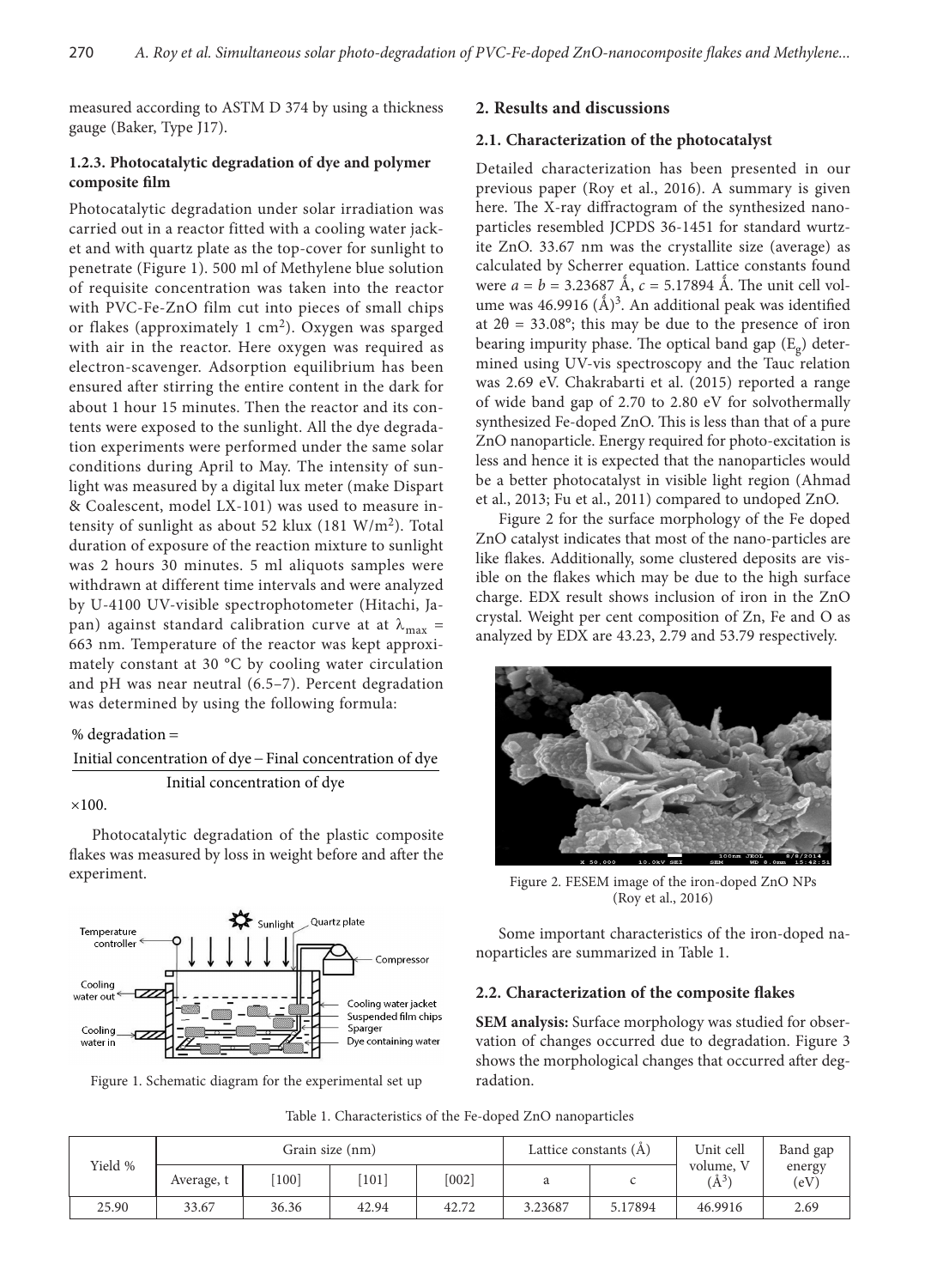measured according to ASTM D 374 by using a thickness gauge (Baker, Type J17).

### 1.2.3. Photocatalytic degradation of dye and polymer composite film

Photocatalytic degradation under solar irradiation was carried out in a reactor fitted with a cooling water jacket and with quartz plate as the top-cover for sunlight to penetrate (Figure 1). 500 ml of Methylene blue solution of requisite concentration was taken into the reactor with PVC-Fe-ZnO film cut into pieces of small chips or flakes (approximately 1 cm$^2$). Oxygen was sparged with air in the reactor. Here oxygen was required as electron-scavenger. Adsorption equilibrium has been ensured after stirring the entire content in the dark for about 1 hour 15 minutes. Then the reactor and its contents were exposed to the sunlight. All the dye degradation experiments were performed under the same solar conditions during April to May. The intensity of sunlight was measured by a digital lux meter (make Dispart & Coalescent, model LX-101) was used to measure intensity of sunlight as about 52 klux (181 W/m$^2$). Total duration of exposure of the reaction mixture to sunlight was 2 hours 30 minutes. 5 ml aliquots samples were withdrawn at different time intervals and were analyzed by U-4100 UV-visible spectrophotometer (Hitachi, Japan) against standard calibration curve at at $\lambda_{max}$ = 663 nm. Temperature of the reactor was kept approximately constant at 30 °C by cooling water circulation and pH was near neutral (6.5–7). Percent degradation was determined by using the following formula:

$$\% \text{ degradation} = \frac{\text{Initial concentration of dye} - \text{Final concentration of dye}}{\text{Initial concentration of dye}} \times 100.$$

Photocatalytic degradation of the plastic composite flakes was measured by loss in weight before and after the experiment.

Figure 1. Schematic diagram for the experimental set up

## 2. Results and discussions

### 2.1. Characterization of the photocatalyst

Detailed characterization has been presented in our previous paper (Roy et al., 2016). A summary is given here. The X-ray diffractogram of the synthesized nanoparticles resembled JCPDS 36-1451 for standard wurtzite ZnO. 33.67 nm was the crystallite size (average) as calculated by Scherrer equation. Lattice constants found were $a = b = 3.23687$ Å, $c = 5.17894$ Å. The unit cell volume was 46.9916 (Å)$^3$. An additional peak was identified at 2θ = 33.08°; this may be due to the presence of iron bearing impurity phase. The optical band gap ($E_g$) determined using UV-vis spectroscopy and the Tauc relation was 2.69 eV. Chakrabarti et al. (2015) reported a range of wide band gap of 2.70 to 2.80 eV for solvothermally synthesized Fe-doped ZnO. This is less than that of a pure ZnO nanoparticle. Energy required for photo-excitation is less and hence it is expected that the nanoparticles would be a better photocatalyst in visible light region (Ahmad et al., 2013; Fu et al., 2011) compared to undoped ZnO.

Figure 2 for the surface morphology of the Fe doped ZnO catalyst indicates that most of the nano-particles are like flakes. Additionally, some clustered deposits are visible on the flakes which may be due to the high surface charge. EDX result shows inclusion of iron in the ZnO crystal. Weight per cent composition of Zn, Fe and O as analyzed by EDX are 43.23, 2.79 and 53.79 respectively.

Figure 2. FESEM image of the iron-doped ZnO NPs (Roy et al., 2016)

Some important characteristics of the iron-doped nanoparticles are summarized in Table 1.

### 2.2. Characterization of the composite flakes

**SEM analysis:** Surface morphology was studied for observation of changes occurred due to degradation. Figure 3 shows the morphological changes that occurred after degradation.

Table 1. Characteristics of the Fe-doped ZnO nanoparticles

| Yield % | Grain size (nm) | | | | Lattice constants (Å) | | Unit cell volume, V (Å$^3$) | Band gap energy (eV) |
|---|---|---|---|---|---|---|---|---|
| | Average, t | [100] | [101] | [002] | a | c | | |
| 25.90 | 33.67 | 36.36 | 42.94 | 42.72 | 3.23687 | 5.17894 | 46.9916 | 2.69 |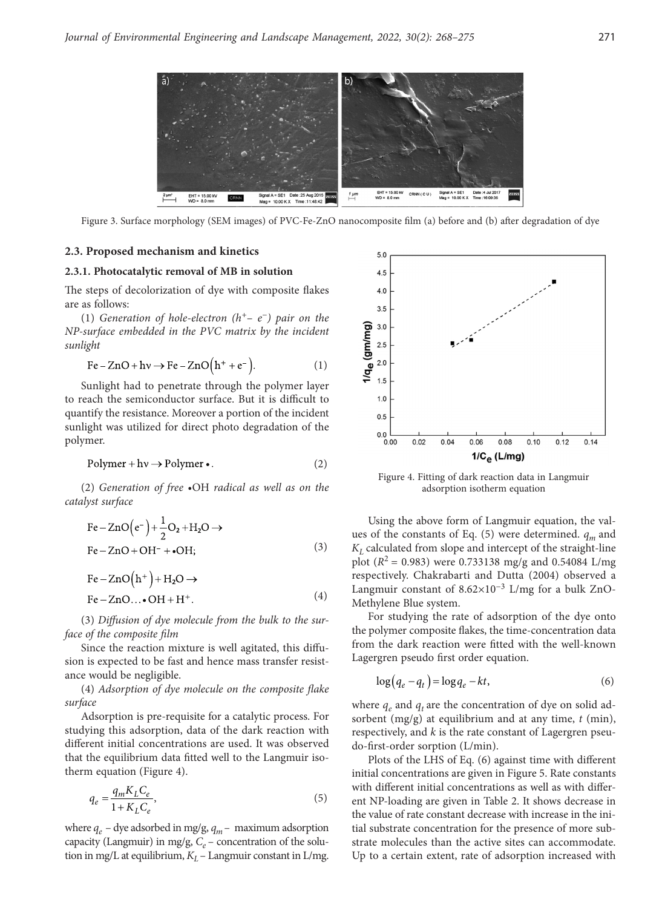Figure 3. Surface morphology (SEM images) of PVC-Fe-ZnO nanocomposite film (a) before and (b) after degradation of dye

### 2.3. Proposed mechanism and kinetics

#### 2.3.1. Photocatalytic removal of MB in solution

The steps of decolorization of dye with composite flakes are as follows:

(1) *Generation of hole-electron ($h^+ - e^-$) pair on the NP-surface embedded in the PVC matrix by the incident sunlight*

$$\mathrm{Fe-ZnO} + h\nu \rightarrow \mathrm{Fe-ZnO}\left(h^+ + e^-\right). \tag{1}$$

Sunlight had to penetrate through the polymer layer to reach the semiconductor surface. But it is difficult to quantify the resistance. Moreover a portion of the incident sunlight was utilized for direct photo degradation of the polymer.

$$\mathrm{Polymer} + h\nu \rightarrow \mathrm{Polymer}\bullet. \tag{2}$$

(2) *Generation of free* •OH *radical as well as on the catalyst surface*

$$\mathrm{Fe-ZnO}\left(e^-\right) + \frac{1}{2}\mathrm{O_2} + \mathrm{H_2O} \rightarrow \mathrm{Fe-ZnO} + \mathrm{OH^-} + \bullet\mathrm{OH}; \tag{3}$$

$$\mathrm{Fe-ZnO}\left(h^+\right) + \mathrm{H_2O} \rightarrow \mathrm{Fe-ZnO}\ldots\bullet\mathrm{OH} + \mathrm{H^+}. \tag{4}$$

(3) *Diffusion of dye molecule from the bulk to the surface of the composite film*

Since the reaction mixture is well agitated, this diffusion is expected to be fast and hence mass transfer resistance would be negligible.

(4) *Adsorption of dye molecule on the composite flake surface*

Adsorption is pre-requisite for a catalytic process. For studying this adsorption, data of the dark reaction with different initial concentrations are used. It was observed that the equilibrium data fitted well to the Langmuir isotherm equation (Figure 4).

$$q_e = \frac{q_m K_L C_e}{1 + K_L C_e}, \tag{5}$$

where $q_e$ – dye adsorbed in mg/g, $q_m$ – maximum adsorption capacity (Langmuir) in mg/g, $C_e$ – concentration of the solution in mg/L at equilibrium, $K_L$ – Langmuir constant in L/mg.

Figure 4. Fitting of dark reaction data in Langmuir adsorption isotherm equation

Using the above form of Langmuir equation, the values of the constants of Eq. (5) were determined. $q_m$ and $K_L$ calculated from slope and intercept of the straight-line plot ($R^2 = 0.983$) were 0.733138 mg/g and 0.54084 L/mg respectively. Chakrabarti and Dutta (2004) observed a Langmuir constant of $8.62\times10^{-3}$ L/mg for a bulk ZnO-Methylene Blue system.

For studying the rate of adsorption of the dye onto the polymer composite flakes, the time-concentration data from the dark reaction were fitted with the well-known Lagergren pseudo first order equation.

$$\log\left(q_e - q_t\right) = \log q_e - kt, \tag{6}$$

where $q_e$ and $q_t$ are the concentration of dye on solid adsorbent (mg/g) at equilibrium and at any time, $t$ (min), respectively, and $k$ is the rate constant of Lagergren pseudo-first-order sorption (L/min).

Plots of the LHS of Eq. (6) against time with different initial concentrations are given in Figure 5. Rate constants with different initial concentrations as well as with different NP-loading are given in Table 2. It shows decrease in the value of rate constant decrease with increase in the initial substrate concentration for the presence of more substrate molecules than the active sites can accommodate. Up to a certain extent, rate of adsorption increased with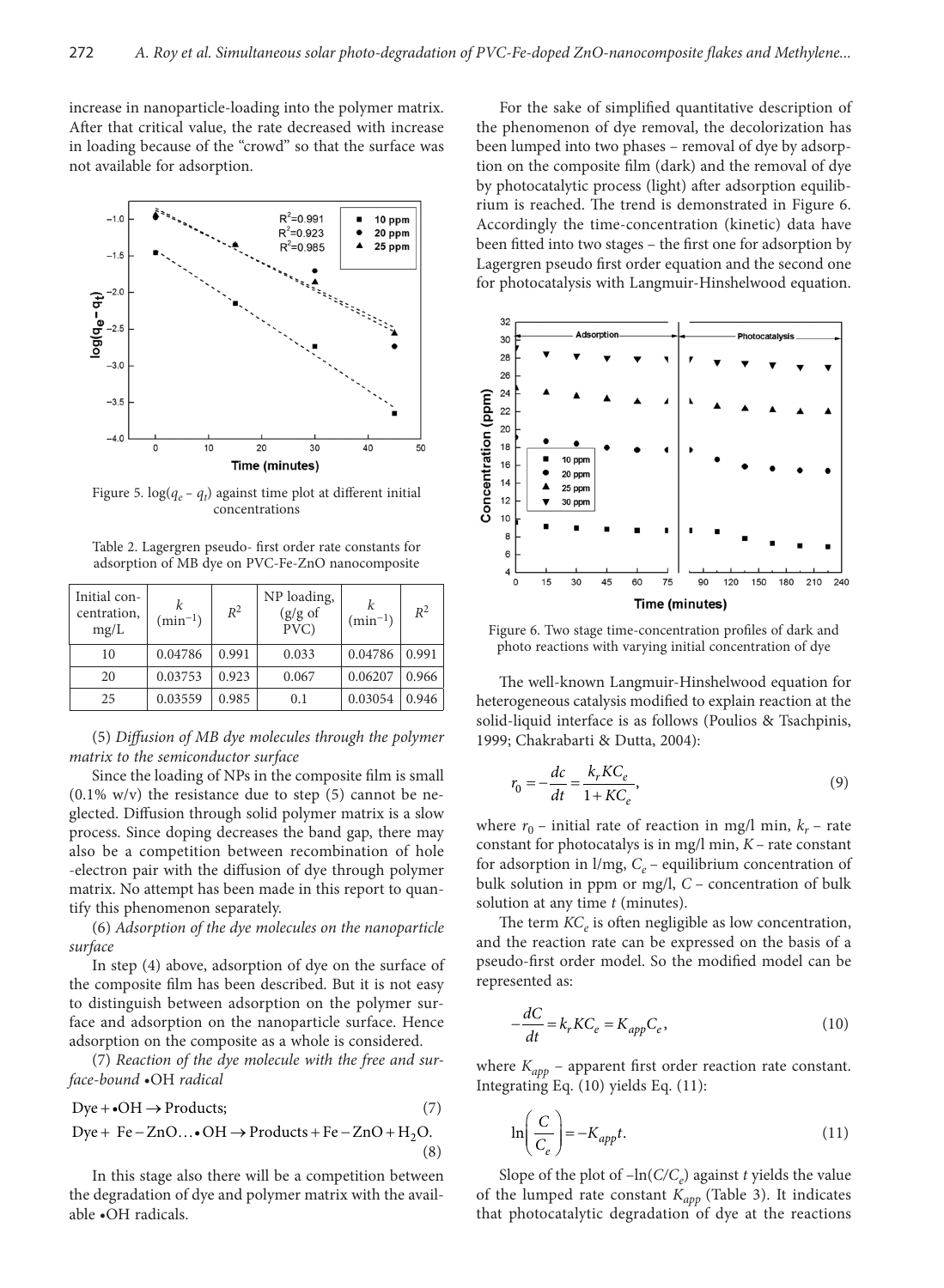increase in nanoparticle-loading into the polymer matrix. After that critical value, the rate decreased with increase in loading because of the "crowd" so that the surface was not available for adsorption.

Figure 5. $\log(q_e - q_t)$ against time plot at different initial concentrations

Table 2. Lagergren pseudo- first order rate constants for adsorption of MB dye on PVC-Fe-ZnO nanocomposite

| Initial concentration, mg/L | $k$ (min$^{-1}$) | $R^2$ | NP loading, (g/g of PVC) | $k$ (min$^{-1}$) | $R^2$ |
|---|---|---|---|---|---|
| 10 | 0.04786 | 0.991 | 0.033 | 0.04786 | 0.991 |
| 20 | 0.03753 | 0.923 | 0.067 | 0.06207 | 0.966 |
| 25 | 0.03559 | 0.985 | 0.1 | 0.03054 | 0.946 |

(5) *Diffusion of MB dye molecules through the polymer matrix to the semiconductor surface*

Since the loading of NPs in the composite film is small (0.1% w/v) the resistance due to step (5) cannot be neglected. Diffusion through solid polymer matrix is a slow process. Since doping decreases the band gap, there may also be a competition between recombination of hole -electron pair with the diffusion of dye through polymer matrix. No attempt has been made in this report to quantify this phenomenon separately.

(6) *Adsorption of the dye molecules on the nanoparticle surface*

In step (4) above, adsorption of dye on the surface of the composite film has been described. But it is not easy to distinguish between adsorption on the polymer surface and adsorption on the nanoparticle surface. Hence adsorption on the composite as a whole is considered.

(7) *Reaction of the dye molecule with the free and surface-bound* •OH *radical*

$$\text{Dye} + \bullet\text{OH} \rightarrow \text{Products}; \tag{7}$$

$$\text{Dye} + \text{Fe}-\text{ZnO}\ldots\bullet\text{OH} \rightarrow \text{Products} + \text{Fe}-\text{ZnO} + H_2O. \tag{8}$$

In this stage also there will be a competition between the degradation of dye and polymer matrix with the available •OH radicals.

For the sake of simplified quantitative description of the phenomenon of dye removal, the decolorization has been lumped into two phases – removal of dye by adsorption on the composite film (dark) and the removal of dye by photocatalytic process (light) after adsorption equilibrium is reached. The trend is demonstrated in Figure 6. Accordingly the time-concentration (kinetic) data have been fitted into two stages – the first one for adsorption by Lagergren pseudo first order equation and the second one for photocatalysis with Langmuir-Hinshelwood equation.

Figure 6. Two stage time-concentration profiles of dark and photo reactions with varying initial concentration of dye

The well-known Langmuir-Hinshelwood equation for heterogeneous catalysis modified to explain reaction at the solid-liquid interface is as follows (Poulios & Tsachpinis, 1999; Chakrabarti & Dutta, 2004):

$$r_0 = -\frac{dc}{dt} = \frac{k_r K C_e}{1 + K C_e}, \tag{9}$$

where $r_0$ – initial rate of reaction in mg/l min, $k_r$ – rate constant for photocatalys is in mg/l min, $K$ – rate constant for adsorption in l/mg, $C_e$ – equilibrium concentration of bulk solution in ppm or mg/l, $C$ – concentration of bulk solution at any time $t$ (minutes).

The term $KC_e$ is often negligible as low concentration, and the reaction rate can be expressed on the basis of a pseudo-first order model. So the modified model can be represented as:

$$-\frac{dC}{dt} = k_r K C_e = K_{app} C_e, \tag{10}$$

where $K_{app}$ – apparent first order reaction rate constant. Integrating Eq. (10) yields Eq. (11):

$$\ln\left(\frac{C}{C_e}\right) = -K_{app} t. \tag{11}$$

Slope of the plot of $-\ln(C/C_e)$ against $t$ yields the value of the lumped rate constant $K_{app}$ (Table 3). It indicates that photocatalytic degradation of dye at the reactions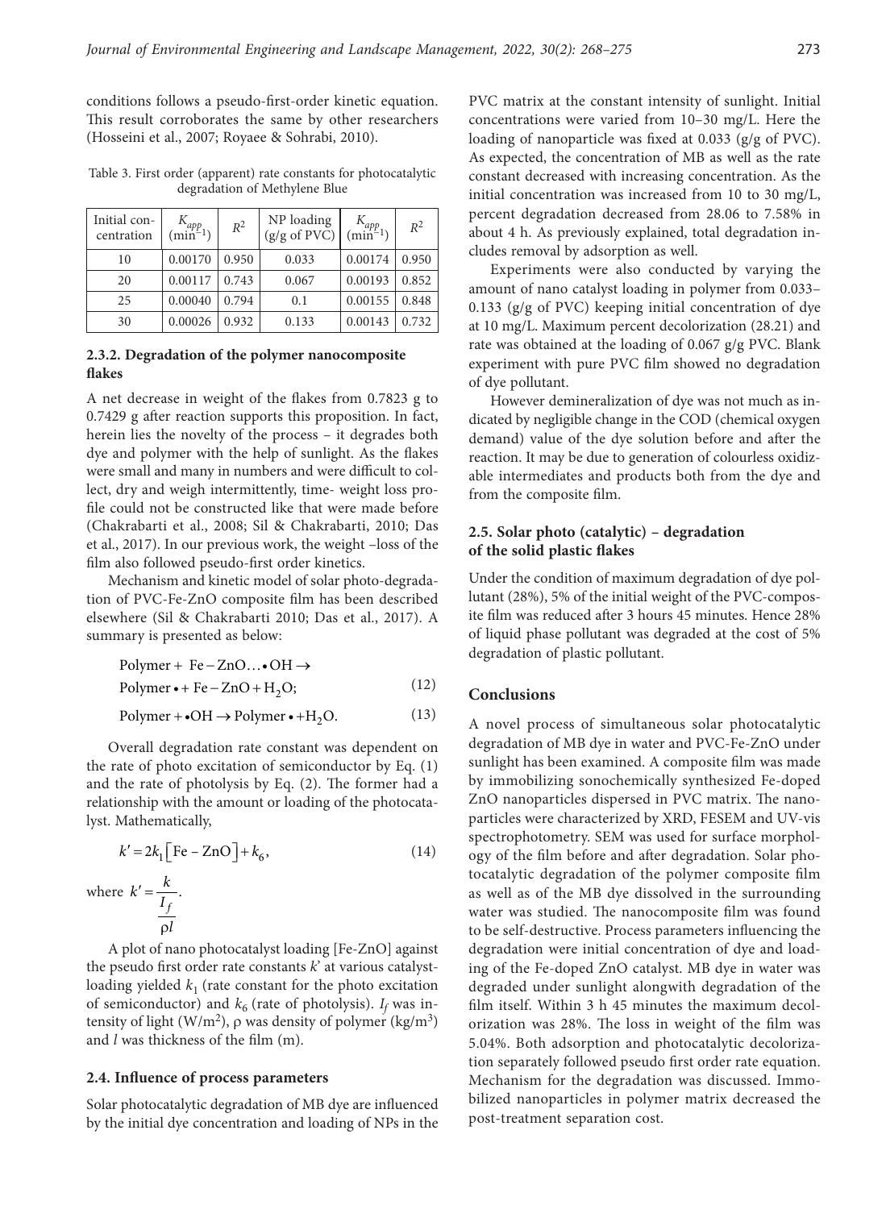conditions follows a pseudo-first-order kinetic equation. This result corroborates the same by other researchers (Hosseini et al., 2007; Royaee & Sohrabi, 2010).

Table 3. First order (apparent) rate constants for photocatalytic degradation of Methylene Blue

| Initial concentration | $K_{app}$ ($min^{-1}$) | $R^2$ | NP loading (g/g of PVC) | $K_{app}$ ($min^{-1}$) | $R^2$ |
|---|---|---|---|---|---|
| 10 | 0.00170 | 0.950 | 0.033 | 0.00174 | 0.950 |
| 20 | 0.00117 | 0.743 | 0.067 | 0.00193 | 0.852 |
| 25 | 0.00040 | 0.794 | 0.1 | 0.00155 | 0.848 |
| 30 | 0.00026 | 0.932 | 0.133 | 0.00143 | 0.732 |

### 2.3.2. Degradation of the polymer nanocomposite flakes

A net decrease in weight of the flakes from 0.7823 g to 0.7429 g after reaction supports this proposition. In fact, herein lies the novelty of the process – it degrades both dye and polymer with the help of sunlight. As the flakes were small and many in numbers and were difficult to collect, dry and weigh intermittently, time- weight loss profile could not be constructed like that were made before (Chakrabarti et al., 2008; Sil & Chakrabarti, 2010; Das et al., 2017). In our previous work, the weight –loss of the film also followed pseudo-first order kinetics.

Mechanism and kinetic model of solar photo-degradation of PVC-Fe-ZnO composite film has been described elsewhere (Sil & Chakrabarti 2010; Das et al., 2017). A summary is presented as below:

$$\text{Polymer} + \text{Fe}-\text{ZnO}\ldots\bullet\text{OH} \rightarrow \text{Polymer}\bullet + \text{Fe}-\text{ZnO} + \text{H}_2\text{O}; \tag{12}$$

$$\text{Polymer} + \bullet\text{OH} \rightarrow \text{Polymer}\bullet + \text{H}_2\text{O}. \tag{13}$$

Overall degradation rate constant was dependent on the rate of photo excitation of semiconductor by Eq. (1) and the rate of photolysis by Eq. (2). The former had a relationship with the amount or loading of the photocatalyst. Mathematically,

$$k' = 2k_1\left[\text{Fe} - \text{ZnO}\right] + k_6, \tag{14}$$

where $k' = \dfrac{k}{\dfrac{I_f}{\rho l}}$.

A plot of nano photocatalyst loading [Fe-ZnO] against the pseudo first order rate constants $k'$ at various catalyst-loading yielded $k_1$ (rate constant for the photo excitation of semiconductor) and $k_6$ (rate of photolysis). $I_f$ was intensity of light ($W/m^2$), $\rho$ was density of polymer ($kg/m^3$) and $l$ was thickness of the film (m).

## 2.4. Influence of process parameters

Solar photocatalytic degradation of MB dye are influenced by the initial dye concentration and loading of NPs in the PVC matrix at the constant intensity of sunlight. Initial concentrations were varied from 10–30 mg/L. Here the loading of nanoparticle was fixed at 0.033 (g/g of PVC). As expected, the concentration of MB as well as the rate constant decreased with increasing concentration. As the initial concentration was increased from 10 to 30 mg/L, percent degradation decreased from 28.06 to 7.58% in about 4 h. As previously explained, total degradation includes removal by adsorption as well.

Experiments were also conducted by varying the amount of nano catalyst loading in polymer from 0.033–0.133 (g/g of PVC) keeping initial concentration of dye at 10 mg/L. Maximum percent decolorization (28.21) and rate was obtained at the loading of 0.067 g/g PVC. Blank experiment with pure PVC film showed no degradation of dye pollutant.

However demineralization of dye was not much as indicated by negligible change in the COD (chemical oxygen demand) value of the dye solution before and after the reaction. It may be due to generation of colourless oxidizable intermediates and products both from the dye and from the composite film.

## 2.5. Solar photo (catalytic) – degradation of the solid plastic flakes

Under the condition of maximum degradation of dye pollutant (28%), 5% of the initial weight of the PVC-composite film was reduced after 3 hours 45 minutes. Hence 28% of liquid phase pollutant was degraded at the cost of 5% degradation of plastic pollutant.

## Conclusions

A novel process of simultaneous solar photocatalytic degradation of MB dye in water and PVC-Fe-ZnO under sunlight has been examined. A composite film was made by immobilizing sonochemically synthesized Fe-doped ZnO nanoparticles dispersed in PVC matrix. The nanoparticles were characterized by XRD, FESEM and UV-vis spectrophotometry. SEM was used for surface morphology of the film before and after degradation. Solar photocatalytic degradation of the polymer composite film as well as of the MB dye dissolved in the surrounding water was studied. The nanocomposite film was found to be self-destructive. Process parameters influencing the degradation were initial concentration of dye and loading of the Fe-doped ZnO catalyst. MB dye in water was degraded under sunlight alongwith degradation of the film itself. Within 3 h 45 minutes the maximum decolorization was 28%. The loss in weight of the film was 5.04%. Both adsorption and photocatalytic decolorization separately followed pseudo first order rate equation. Mechanism for the degradation was discussed. Immobilized nanoparticles in polymer matrix decreased the post-treatment separation cost.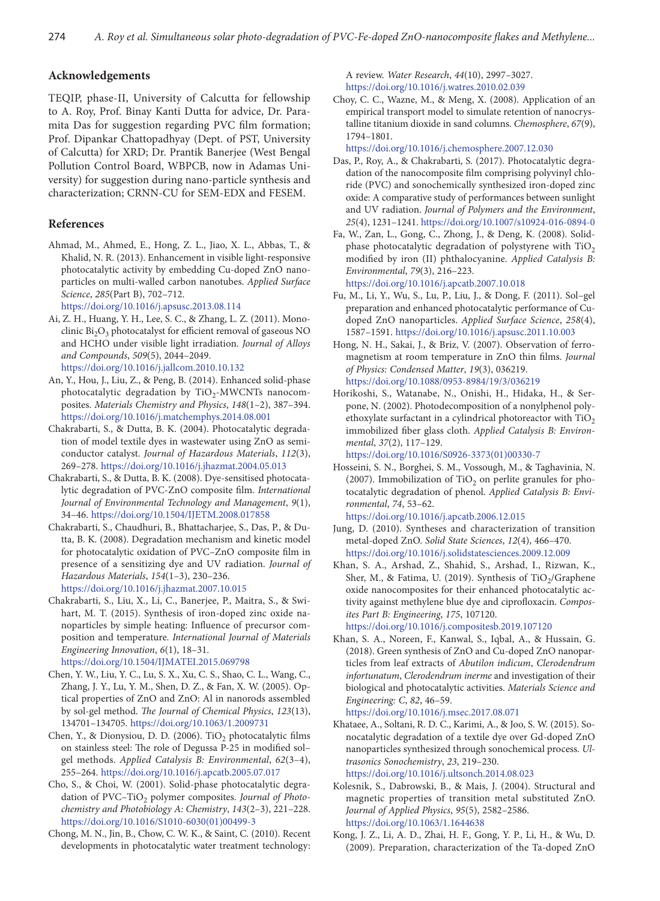## Acknowledgements

TEQIP, phase-II, University of Calcutta for fellowship to A. Roy, Prof. Binay Kanti Dutta for advice, Dr. Paramita Das for suggestion regarding PVC film formation; Prof. Dipankar Chattopadhyay (Dept. of PST, University of Calcutta) for XRD; Dr. Prantik Banerjee (West Bengal Pollution Control Board, WBPCB, now in Adamas University) for suggestion during nano-particle synthesis and characterization; CRNN-CU for SEM-EDX and FESEM.

## References

Ahmad, M., Ahmed, E., Hong, Z. L., Jiao, X. L., Abbas, T., & Khalid, N. R. (2013). Enhancement in visible light-responsive photocatalytic activity by embedding Cu-doped ZnO nanoparticles on multi-walled carbon nanotubes. *Applied Surface Science*, *285*(Part B), 702–712. https://doi.org/10.1016/j.apsusc.2013.08.114

Ai, Z. H., Huang, Y. H., Lee, S. C., & Zhang, L. Z. (2011). Monoclinic $Bi_2O_3$ photocatalyst for efficient removal of gaseous NO and HCHO under visible light irradiation. *Journal of Alloys and Compounds*, *509*(5), 2044–2049. https://doi.org/10.1016/j.jallcom.2010.10.132

An, Y., Hou, J., Liu, Z., & Peng, B. (2014). Enhanced solid-phase photocatalytic degradation by $TiO_2$-MWCNTs nanocomposites. *Materials Chemistry and Physics*, *148*(1–2), 387–394. https://doi.org/10.1016/j.matchemphys.2014.08.001

Chakrabarti, S., & Dutta, B. K. (2004). Photocatalytic degradation of model textile dyes in wastewater using ZnO as semiconductor catalyst. *Journal of Hazardous Materials*, *112*(3), 269–278. https://doi.org/10.1016/j.jhazmat.2004.05.013

Chakrabarti, S., & Dutta, B. K. (2008). Dye-sensitised photocatalytic degradation of PVC-ZnO composite film. *International Journal of Environmental Technology and Management*, *9*(1), 34–46. https://doi.org/10.1504/IJETM.2008.017858

Chakrabarti, S., Chaudhuri, B., Bhattacharjee, S., Das, P., & Dutta, B. K. (2008). Degradation mechanism and kinetic model for photocatalytic oxidation of PVC–ZnO composite film in presence of a sensitizing dye and UV radiation. *Journal of Hazardous Materials*, *154*(1–3), 230–236. https://doi.org/10.1016/j.jhazmat.2007.10.015

Chakrabarti, S., Liu, X., Li, C., Banerjee, P., Maitra, S., & Swihart, M. T. (2015). Synthesis of iron-doped zinc oxide nanoparticles by simple heating: Influence of precursor composition and temperature. *International Journal of Materials Engineering Innovation*, *6*(1), 18–31. https://doi.org/10.1504/IJMATEI.2015.069798

Chen, Y. W., Liu, Y. C., Lu, S. X., Xu, C. S., Shao, C. L., Wang, C., Zhang, J. Y., Lu, Y. M., Shen, D. Z., & Fan, X. W. (2005). Optical properties of ZnO and ZnO: Al in nanorods assembled by sol-gel method. *The Journal of Chemical Physics*, *123*(13), 134701–134705. https://doi.org/10.1063/1.2009731

Chen, Y., & Dionysiou, D. D. (2006). $TiO_2$ photocatalytic films on stainless steel: The role of Degussa P-25 in modified sol–gel methods. *Applied Catalysis B: Environmental*, *62*(3–4), 255–264. https://doi.org/10.1016/j.apcatb.2005.07.017

Cho, S., & Choi, W. (2001). Solid-phase photocatalytic degradation of PVC–$TiO_2$ polymer composites. *Journal of Photochemistry and Photobiology A: Chemistry*, *143*(2–3), 221–228. https://doi.org/10.1016/S1010-6030(01)00499-3

Chong, M. N., Jin, B., Chow, C. W. K., & Saint, C. (2010). Recent developments in photocatalytic water treatment technology: A review. *Water Research*, *44*(10), 2997–3027. https://doi.org/10.1016/j.watres.2010.02.039

Choy, C. C., Wazne, M., & Meng, X. (2008). Application of an empirical transport model to simulate retention of nanocrystalline titanium dioxide in sand columns. *Chemosphere*, *67*(9), 1794–1801. https://doi.org/10.1016/j.chemosphere.2007.12.030

Das, P., Roy, A., & Chakrabarti, S. (2017). Photocatalytic degradation of the nanocomposite film comprising polyvinyl chloride (PVC) and sonochemically synthesized iron-doped zinc oxide: A comparative study of performances between sunlight and UV radiation. *Journal of Polymers and the Environment*, *25*(4), 1231–1241. https://doi.org/10.1007/s10924-016-0894-0

Fa, W., Zan, L., Gong, C., Zhong, J., & Deng, K. (2008). Solid-phase photocatalytic degradation of polystyrene with $TiO_2$ modified by iron (II) phthalocyanine. *Applied Catalysis B: Environmental*, *79*(3), 216–223. https://doi.org/10.1016/j.apcatb.2007.10.018

Fu, M., Li, Y., Wu, S., Lu, P., Liu, J., & Dong, F. (2011). Sol–gel preparation and enhanced photocatalytic performance of Cu-doped ZnO nanoparticles. *Applied Surface Science*, *258*(4), 1587–1591. https://doi.org/10.1016/j.apsusc.2011.10.003

Hong, N. H., Sakai, J., & Briz, V. (2007). Observation of ferromagnetism at room temperature in ZnO thin films. *Journal of Physics: Condensed Matter*, *19*(3), 036219. https://doi.org/10.1088/0953-8984/19/3/036219

Horikoshi, S., Watanabe, N., Onishi, H., Hidaka, H., & Serpone, N. (2002). Photodecomposition of a nonylphenol polyethoxylate surfactant in a cylindrical photoreactor with $TiO_2$ immobilized fiber glass cloth. *Applied Catalysis B: Environmental*, *37*(2), 117–129. https://doi.org/10.1016/S0926-3373(01)00330-7

Hosseini, S. N., Borghei, S. M., Vossough, M., & Taghavinia, N. (2007). Immobilization of $TiO_2$ on perlite granules for photocatalytic degradation of phenol. *Applied Catalysis B: Environmental*, *74*, 53–62. https://doi.org/10.1016/j.apcatb.2006.12.015

Jung, D. (2010). Syntheses and characterization of transition metal-doped ZnO. *Solid State Sciences*, *12*(4), 466–470. https://doi.org/10.1016/j.solidstatesciences.2009.12.009

Khan, S. A., Arshad, Z., Shahid, S., Arshad, I., Rizwan, K., Sher, M., & Fatima, U. (2019). Synthesis of $TiO_2$/Graphene oxide nanocomposites for their enhanced photocatalytic activity against methylene blue dye and ciprofloxacin. *Composites Part B: Engineering*, *175*, 107120. https://doi.org/10.1016/j.compositesb.2019.107120

Khan, S. A., Noreen, F., Kanwal, S., Iqbal, A., & Hussain, G. (2018). Green synthesis of ZnO and Cu-doped ZnO nanoparticles from leaf extracts of *Abutilon indicum*, *Clerodendrum infortunatum*, *Clerodendrum inerme* and investigation of their biological and photocatalytic activities. *Materials Science and Engineering: C*, *82*, 46–59. https://doi.org/10.1016/j.msec.2017.08.071

Khataee, A., Soltani, R. D. C., Karimi, A., & Joo, S. W. (2015). Sonocatalytic degradation of a textile dye over Gd-doped ZnO nanoparticles synthesized through sonochemical process. *Ultrasonics Sonochemistry*, *23*, 219–230. https://doi.org/10.1016/j.ultsonch.2014.08.023

Kolesnik, S., Dabrowski, B., & Mais, J. (2004). Structural and magnetic properties of transition metal substituted ZnO. *Journal of Applied Physics*, *95*(5), 2582–2586. https://doi.org/10.1063/1.1644638

Kong, J. Z., Li, A. D., Zhai, H. F., Gong, Y. P., Li, H., & Wu, D. (2009). Preparation, characterization of the Ta-doped ZnO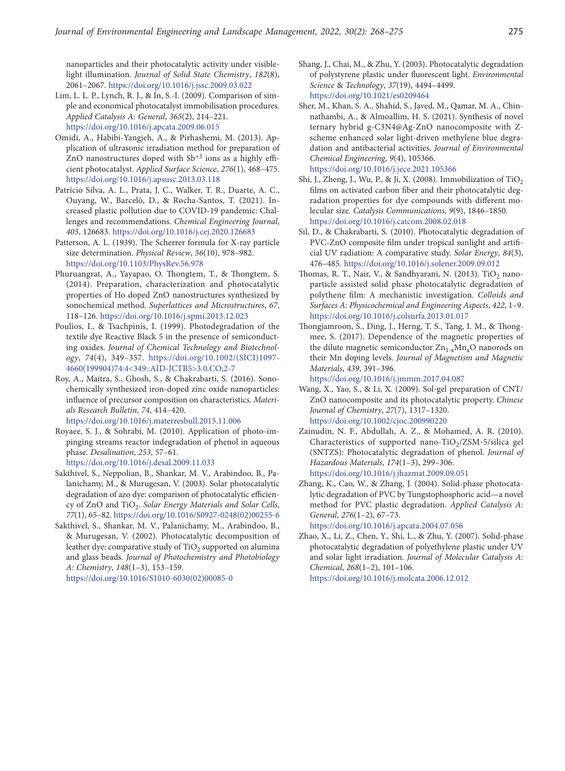nanoparticles and their photocatalytic activity under visible-light illumination. *Journal of Solid State Chemistry*, *182*(8), 2061–2067. https://doi.org/10.1016/j.jssc.2009.03.022

Lim, L. L. P., Lynch, R. J., & In, S.-I. (2009). Comparison of simple and economical photocatalyst immobilisation procedures. *Applied Catalysis A: General*, *365*(2), 214–221. https://doi.org/10.1016/j.apcata.2009.06.015

Omidi, A., Habibi-Yangjeh, A., & Pirhashemi, M. (2013). Application of ultrasonic irradiation method for preparation of ZnO nanostructures doped with $Sb^{+3}$ ions as a highly efficient photocatalyst. *Applied Surface Science*, *276*(1), 468–475. https://doi.org/10.1016/j.apsusc.2013.03.118

Patrício Silva, A. L., Prata, J. C., Walker, T. R., Duarte, A. C., Ouyang, W., Barcelò, D., & Rocha-Santos, T. (2021). Increased plastic pollution due to COVID-19 pandemic: Challenges and recommendations. *Chemical Engineering Journal*, *405*, 126683. https://doi.org/10.1016/j.cej.2020.126683

Patterson, A. L. (1939). The Scherrer formula for X-ray particle size determination. *Physical Review*, *56*(10), 978–982. https://doi.org/10.1103/PhysRev.56.978

Phuruangrat, A., Yayapao, O. Thongtem, T., & Thongtem, S. (2014). Preparation, characterization and photocatalytic properties of Ho doped ZnO nanostructures synthesized by sonochemical method. *Superlattices and Microstructures*, *67*, 118–126. https://doi.org/10.1016/j.spmi.2013.12.023

Poulios, I., & Tsachpinis, I. (1999). Photodegradation of the textile dye Reactive Black 5 in the presence of semiconducting oxides. *Journal of Chemical Technology and Biotechnology*, *74*(4), 349–357. https://doi.org/10.1002/(SICI)1097-4660(199904)74:4<349::AID-JCTB5>3.0.CO;2-7

Roy, A., Maitra, S., Ghosh, S., & Chakrabarti, S. (2016). Sonochemically synthesized iron-doped zinc oxide nanoparticles: influence of precursor composition on characteristics. *Materials Research Bulletin*, *74*, 414–420. https://doi.org/10.1016/j.materresbull.2015.11.006

Royaee, S. J., & Sohrabi, M. (2010). Application of photo-impinging streams reactor indegradation of phenol in aqueous phase. *Desalination*, *253*, 57–61. https://doi.org/10.1016/j.desal.2009.11.033

Sakthivel, S., Neppolian, B., Shankar, M. V., Arabindoo, B., Palanichamy, M., & Murugesan, V. (2003). Solar photocatalytic degradation of azo dye: comparison of photocatalytic efficiency of ZnO and $TiO_2$. *Solar Energy Materials and Solar Cells*, *77*(1), 65–82. https://doi.org/10.1016/S0927-0248(02)00255-6

Sakthivel, S., Shankar, M. V., Palanichamy, M., Arabindoo, B., & Murugesan, V. (2002). Photocatalytic decomposition of leather dye: comparative study of $TiO_2$ supported on alumina and glass beads. *Journal of Photochemistry and Photobiology A: Chemistry*, *148*(1–3), 153–159. https://doi.org/10.1016/S1010-6030(02)00085-0

Shang, J., Chai, M., & Zhu, Y. (2003). Photocatalytic degradation of polystyrene plastic under fluorescent light. *Environmental Science & Technology*, *37*(19), 4494–4499. https://doi.org/10.1021/es0209464

Sher, M., Khan, S. A., Shahid, S., Javed, M., Qamar, M. A., Chinnathambi, A., & Almoallim, H. S. (2021). Synthesis of novel ternary hybrid g-C3N4@Ag-ZnO nanocomposite with Z-scheme enhanced solar light-driven methylene blue degradation and antibacterial activities. *Journal of Environmental Chemical Engineering*, *9*(4), 105366. https://doi.org/10.1016/j.jece.2021.105366

Shi, J., Zheng, J., Wu, P., & Ji, X. (2008). Immobilization of $TiO_2$ films on activated carbon fiber and their photocatalytic degradation properties for dye compounds with different molecular size. *Catalysis Communications*, *9*(9), 1846–1850. https://doi.org/10.1016/j.catcom.2008.02.018

Sil, D., & Chakrabarti, S. (2010). Photocatalytic degradation of PVC-ZnO composite film under tropical sunlight and artificial UV radiation: A comparative study. *Solar Energy*, *84*(3), 476–485. https://doi.org/10.1016/j.solener.2009.09.012

Thomas, R. T., Nair, V., & Sandhyarani, N. (2013). $TiO_2$ nanoparticle assisted solid phase photocatalytic degradation of polythene film: A mechanistic investigation. *Colloids and Surfaces A: Physicochemical and Engineering Aspects*, *422*, 1–9. https://doi.org/10.1016/j.colsurfa.2013.01.017

Thongjamroon, S., Ding, J., Herng, T. S., Tang, I. M., & Thongmee, S. (2017). Dependence of the magnetic properties of the dilute magnetic semiconductor $Zn_{1-x}Mn_xO$ nanorods on their Mn doping levels. *Journal of Magnetism and Magnetic Materials*, *439*, 391–396. https://doi.org/10.1016/j.jmmm.2017.04.087

Wang, X., Yao, S., & Li, X. (2009). Sol-gel preparation of CNT/ZnO nanocomposite and its photocatalytic property. *Chinese Journal of Chemistry*, *27*(7), 1317–1320. https://doi.org/10.1002/cjoc.200990220

Zainudin, N. F., Abdullah, A. Z., & Mohamed, A. R. (2010). Characteristics of supported nano-$TiO_2$/ZSM-5/silica gel (SNTZS): Photocatalytic degradation of phenol. *Journal of Hazardous Materials*, *174*(1–3), 299–306. https://doi.org/10.1016/j.jhazmat.2009.09.051

Zhang, K., Cao, W., & Zhang, J. (2004). Solid-phase photocatalytic degradation of PVC by Tungstophosphoric acid—a novel method for PVC plastic degradation. *Applied Catalysis A: General*, *276*(1–2), 67–73. https://doi.org/10.1016/j.apcata.2004.07.056

Zhao, X., Li, Z., Chen, Y., Shi, L., & Zhu, Y. (2007). Solid-phase photocatalytic degradation of polyethylene plastic under UV and solar light irradiation. *Journal of Molecular Catalysis A: Chemical*, *268*(1–2), 101–106. https://doi.org/10.1016/j.molcata.2006.12.012